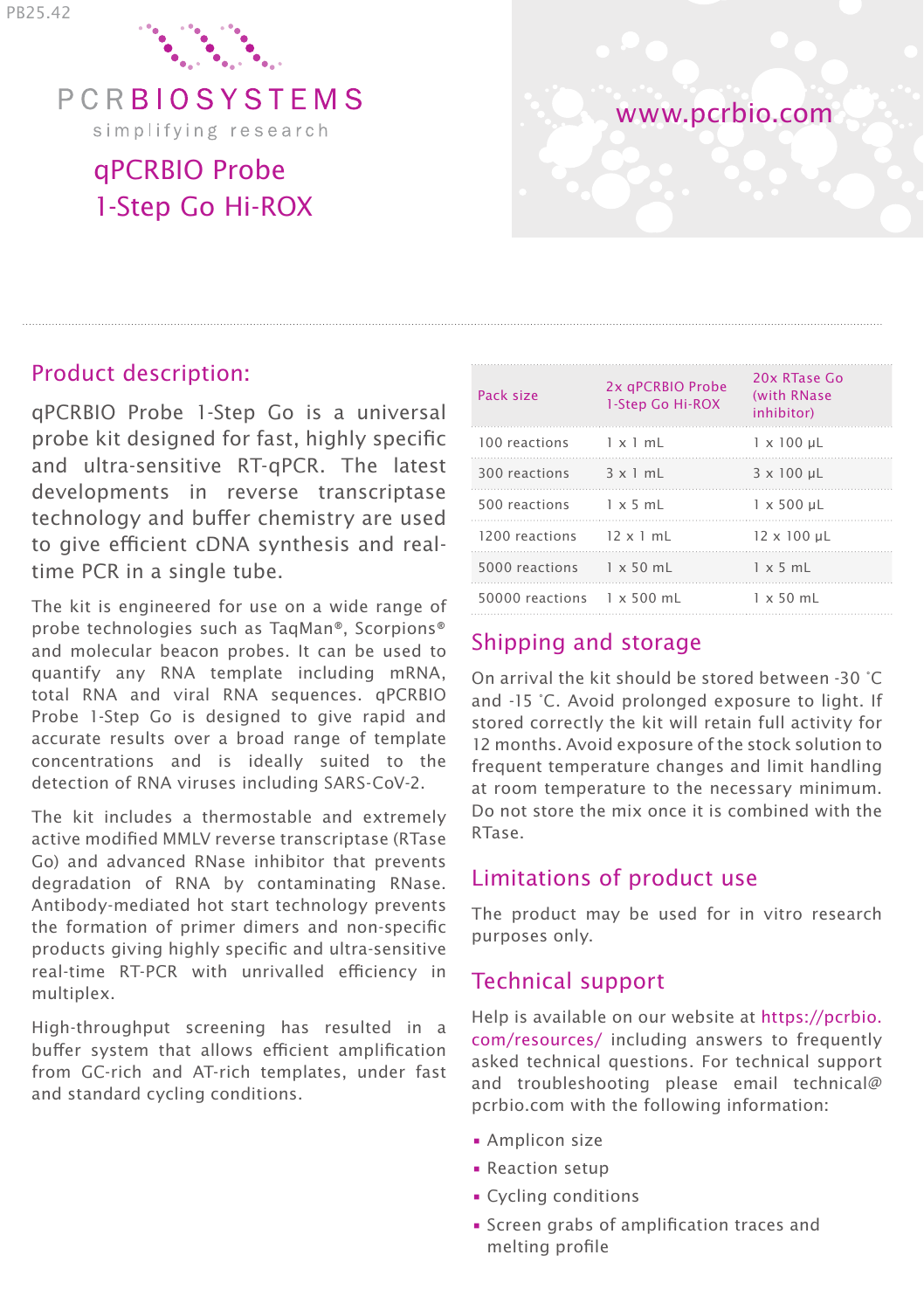PB25.42

PCRBIOSYSTEMS

simplifying research

# qPCRBIO Probe 1-Step Go Hi-ROX

www.pcrbio.com

## Product description:

qPCRBIO Probe 1-Step Go is a universal probe kit designed for fast, highly specific and ultra-sensitive RT-qPCR. The latest developments in reverse transcriptase technology and buffer chemistry are used to give efficient cDNA synthesis and real-time PCR in a single tube.

The kit is engineered for use on a wide range of probe technologies such as TaqMan®, Scorpions® and molecular beacon probes. It can be used to quantify any RNA template including mRNA, total RNA and viral RNA sequences. qPCRBIO Probe 1-Step Go is designed to give rapid and accurate results over a broad range of template concentrations and is ideally suited to the detection of RNA viruses including SARS-CoV-2.

The kit includes a thermostable and extremely active modified MMLV reverse transcriptase (RTase Go) and advanced RNase inhibitor that prevents degradation of RNA by contaminating RNase. Antibody-mediated hot start technology prevents the formation of primer dimers and non-specific products giving highly specific and ultra-sensitive real-time RT-PCR with unrivalled efficiency in multiplex.

High-throughput screening has resulted in a buffer system that allows efficient amplification from GC-rich and AT-rich templates, under fast and standard cycling conditions.

| Pack size | 2x qPCRBIO Probe 1-Step Go Hi-ROX | 20x RTase Go (with RNase inhibitor) |
|---|---|---|
| 100 reactions | 1 x 1 mL | 1 x 100 µL |
| 300 reactions | 3 x 1 mL | 3 x 100 µL |
| 500 reactions | 1 x 5 mL | 1 x 500 µL |
| 1200 reactions | 12 x 1 mL | 12 x 100 µL |
| 5000 reactions | 1 x 50 mL | 1 x 5 mL |
| 50000 reactions | 1 x 500 mL | 1 x 50 mL |

## Shipping and storage

On arrival the kit should be stored between -30 ˚C and -15 ˚C. Avoid prolonged exposure to light. If stored correctly the kit will retain full activity for 12 months. Avoid exposure of the stock solution to frequent temperature changes and limit handling at room temperature to the necessary minimum. Do not store the mix once it is combined with the RTase.

## Limitations of product use

The product may be used for in vitro research purposes only.

## Technical support

Help is available on our website at https://pcrbio.com/resources/ including answers to frequently asked technical questions. For technical support and troubleshooting please email technical@pcrbio.com with the following information:

- Amplicon size
- Reaction setup
- Cycling conditions
- Screen grabs of amplification traces and melting profile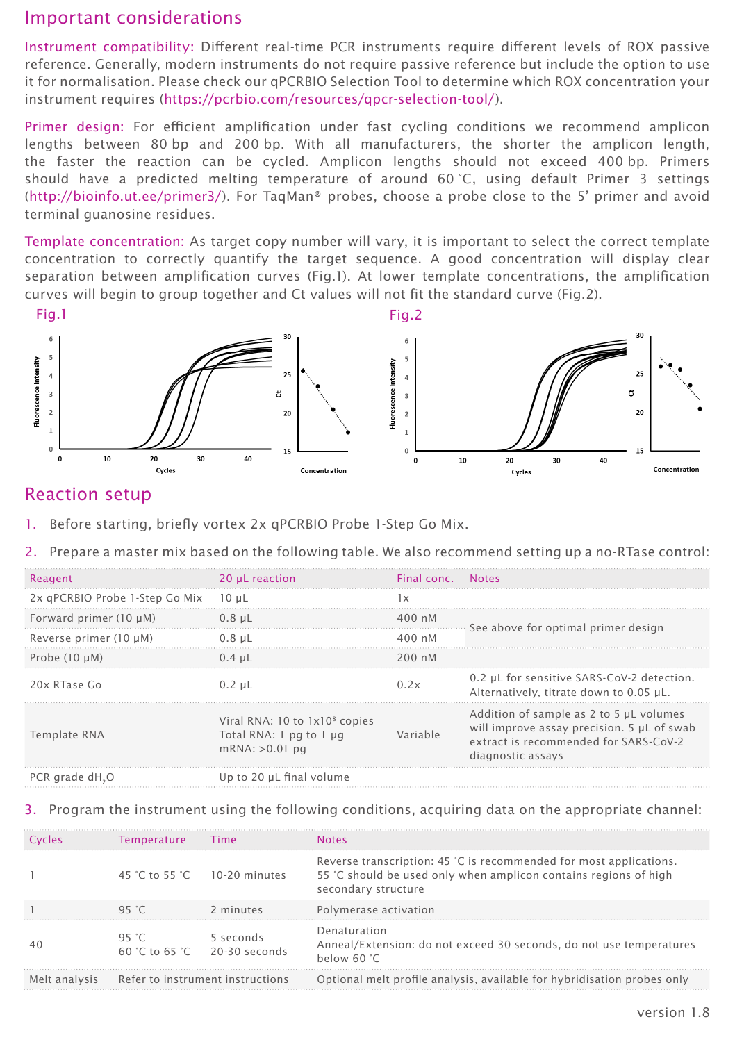## Important considerations

Instrument compatibility: Different real-time PCR instruments require different levels of ROX passive reference. Generally, modern instruments do not require passive reference but include the option to use it for normalisation. Please check our qPCRBIO Selection Tool to determine which ROX concentration your instrument requires (https://pcrbio.com/resources/qpcr-selection-tool/).

Primer design: For efficient amplification under fast cycling conditions we recommend amplicon lengths between 80 bp and 200 bp. With all manufacturers, the shorter the amplicon length, the faster the reaction can be cycled. Amplicon lengths should not exceed 400 bp. Primers should have a predicted melting temperature of around 60 °C, using default Primer 3 settings (http://bioinfo.ut.ee/primer3/). For TaqMan® probes, choose a probe close to the 5' primer and avoid terminal guanosine residues.

Template concentration: As target copy number will vary, it is important to select the correct template concentration to correctly quantify the target sequence. A good concentration will display clear separation between amplification curves (Fig.1). At lower template concentrations, the amplification curves will begin to group together and Ct values will not fit the standard curve (Fig.2).

Fig.1

Fluorescence Intensity
0 1 2 3 4 5 6
0 10 20 30 40
Cycles
Ct
15 20 25 30
Concentration

Fig.2

Fluorescence Intensity
0 1 2 3 4 5 6
0 10 20 30 40
Cycles
Ct
15 20 25 30
Concentration

## Reaction setup

1. Before starting, briefly vortex 2x qPCRBIO Probe 1-Step Go Mix.
2. Prepare a master mix based on the following table. We also recommend setting up a no-RTase control:

| Reagent | 20 μL reaction | Final conc. | Notes |
|---|---|---|---|
| 2x qPCRBIO Probe 1-Step Go Mix | 10 μL | 1x | |
| Forward primer (10 μM) | 0.8 μL | 400 nM | See above for optimal primer design |
| Reverse primer (10 μM) | 0.8 μL | 400 nM | |
| Probe (10 μM) | 0.4 μL | 200 nM | |
| 20x RTase Go | 0.2 μL | 0.2x | 0.2 μL for sensitive SARS-CoV-2 detection. Alternatively, titrate down to 0.05 μL. |
| Template RNA | Viral RNA: 10 to $1x10^8$ copies<br>Total RNA: 1 pg to 1 μg<br>mRNA: >0.01 pg | Variable | Addition of sample as 2 to 5 μL volumes will improve assay precision. 5 μL of swab extract is recommended for SARS-CoV-2 diagnostic assays |
| PCR grade $dH_2O$ | Up to 20 μL final volume | | |

3. Program the instrument using the following conditions, acquiring data on the appropriate channel:

| Cycles | Temperature | Time | Notes |
|---|---|---|---|
| 1 | 45 °C to 55 °C | 10-20 minutes | Reverse transcription: 45 °C is recommended for most applications. 55 °C should be used only when amplicon contains regions of high secondary structure |
| 1 | 95 °C | 2 minutes | Polymerase activation |
| 40 | 95 °C<br>60 °C to 65 °C | 5 seconds<br>20-30 seconds | Denaturation<br>Anneal/Extension: do not exceed 30 seconds, do not use temperatures below 60 °C |
| Melt analysis | Refer to instrument instructions | | Optional melt profile analysis, available for hybridisation probes only |

version 1.8